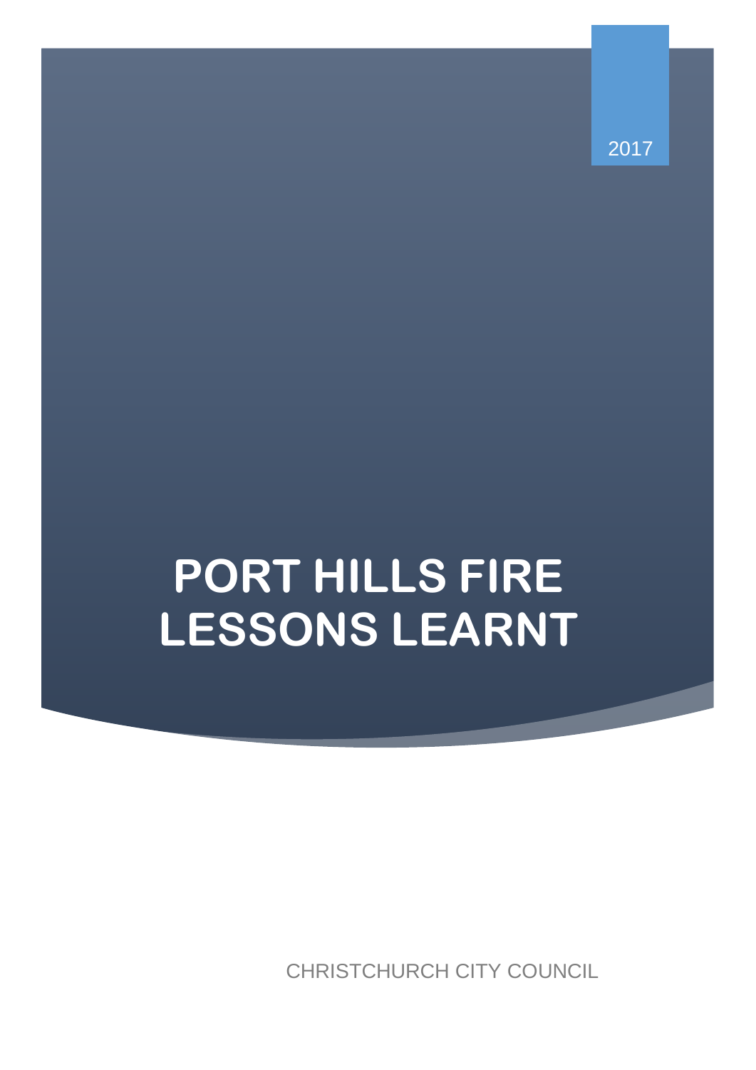2017

# PORT HILLS FIRE LESSONS LEARNT

CHRISTCHURCH CITY COUNCIL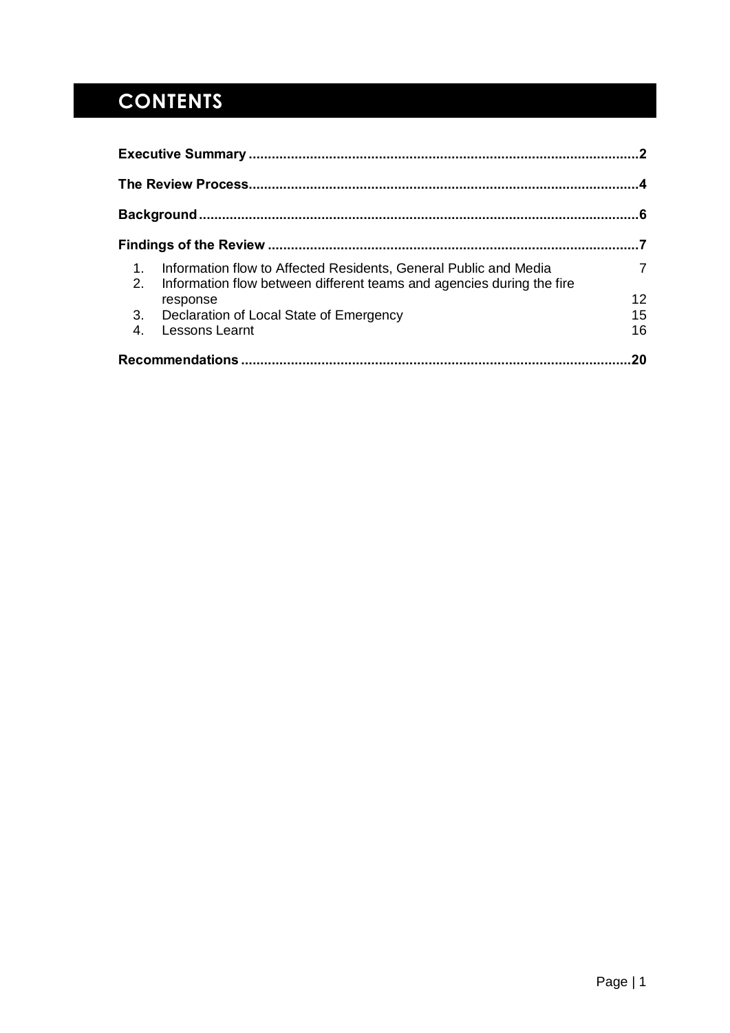# CONTENTS

**Executive Summary** .......... **2**

**The Review Process** .......... **4**

**Background** .......... **6**

**Findings of the Review** .......... **7**

1. Information flow to Affected Residents, General Public and Media .......... 7
2. Information flow between different teams and agencies during the fire response .......... 12
3. Declaration of Local State of Emergency .......... 15
4. Lessons Learnt .......... 16

**Recommendations** .......... **20**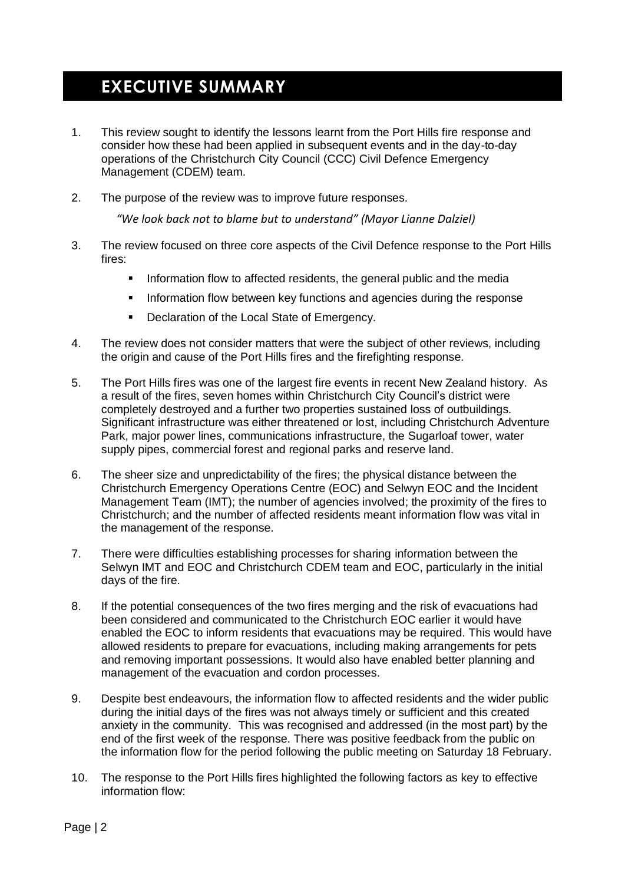# EXECUTIVE SUMMARY

1. This review sought to identify the lessons learnt from the Port Hills fire response and consider how these had been applied in subsequent events and in the day-to-day operations of the Christchurch City Council (CCC) Civil Defence Emergency Management (CDEM) team.

2. The purpose of the review was to improve future responses.

   *"We look back not to blame but to understand" (Mayor Lianne Dalziel)*

3. The review focused on three core aspects of the Civil Defence response to the Port Hills fires:

   - Information flow to affected residents, the general public and the media
   - Information flow between key functions and agencies during the response
   - Declaration of the Local State of Emergency.

4. The review does not consider matters that were the subject of other reviews, including the origin and cause of the Port Hills fires and the firefighting response.

5. The Port Hills fires was one of the largest fire events in recent New Zealand history. As a result of the fires, seven homes within Christchurch City Council's district were completely destroyed and a further two properties sustained loss of outbuildings. Significant infrastructure was either threatened or lost, including Christchurch Adventure Park, major power lines, communications infrastructure, the Sugarloaf tower, water supply pipes, commercial forest and regional parks and reserve land.

6. The sheer size and unpredictability of the fires; the physical distance between the Christchurch Emergency Operations Centre (EOC) and Selwyn EOC and the Incident Management Team (IMT); the number of agencies involved; the proximity of the fires to Christchurch; and the number of affected residents meant information flow was vital in the management of the response.

7. There were difficulties establishing processes for sharing information between the Selwyn IMT and EOC and Christchurch CDEM team and EOC, particularly in the initial days of the fire.

8. If the potential consequences of the two fires merging and the risk of evacuations had been considered and communicated to the Christchurch EOC earlier it would have enabled the EOC to inform residents that evacuations may be required. This would have allowed residents to prepare for evacuations, including making arrangements for pets and removing important possessions. It would also have enabled better planning and management of the evacuation and cordon processes.

9. Despite best endeavours, the information flow to affected residents and the wider public during the initial days of the fires was not always timely or sufficient and this created anxiety in the community. This was recognised and addressed (in the most part) by the end of the first week of the response. There was positive feedback from the public on the information flow for the period following the public meeting on Saturday 18 February.

10. The response to the Port Hills fires highlighted the following factors as key to effective information flow: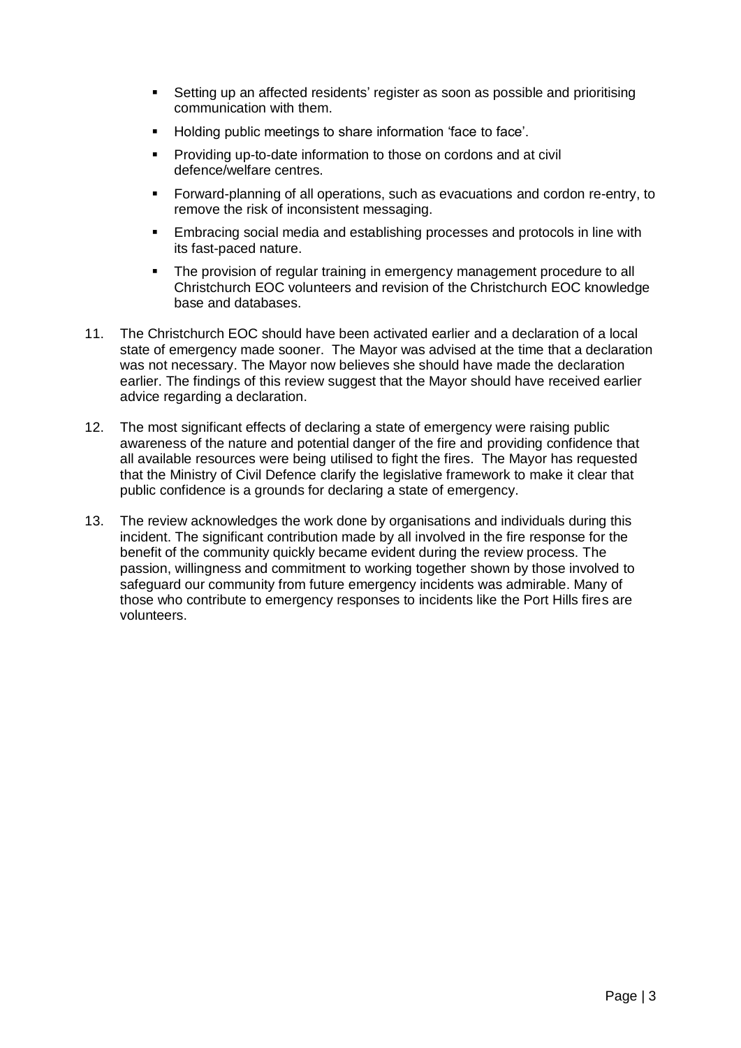- Setting up an affected residents' register as soon as possible and prioritising communication with them.
- Holding public meetings to share information 'face to face'.
- Providing up-to-date information to those on cordons and at civil defence/welfare centres.
- Forward-planning of all operations, such as evacuations and cordon re-entry, to remove the risk of inconsistent messaging.
- Embracing social media and establishing processes and protocols in line with its fast-paced nature.
- The provision of regular training in emergency management procedure to all Christchurch EOC volunteers and revision of the Christchurch EOC knowledge base and databases.

11. The Christchurch EOC should have been activated earlier and a declaration of a local state of emergency made sooner. The Mayor was advised at the time that a declaration was not necessary. The Mayor now believes she should have made the declaration earlier. The findings of this review suggest that the Mayor should have received earlier advice regarding a declaration.

12. The most significant effects of declaring a state of emergency were raising public awareness of the nature and potential danger of the fire and providing confidence that all available resources were being utilised to fight the fires. The Mayor has requested that the Ministry of Civil Defence clarify the legislative framework to make it clear that public confidence is a grounds for declaring a state of emergency.

13. The review acknowledges the work done by organisations and individuals during this incident. The significant contribution made by all involved in the fire response for the benefit of the community quickly became evident during the review process. The passion, willingness and commitment to working together shown by those involved to safeguard our community from future emergency incidents was admirable. Many of those who contribute to emergency responses to incidents like the Port Hills fires are volunteers.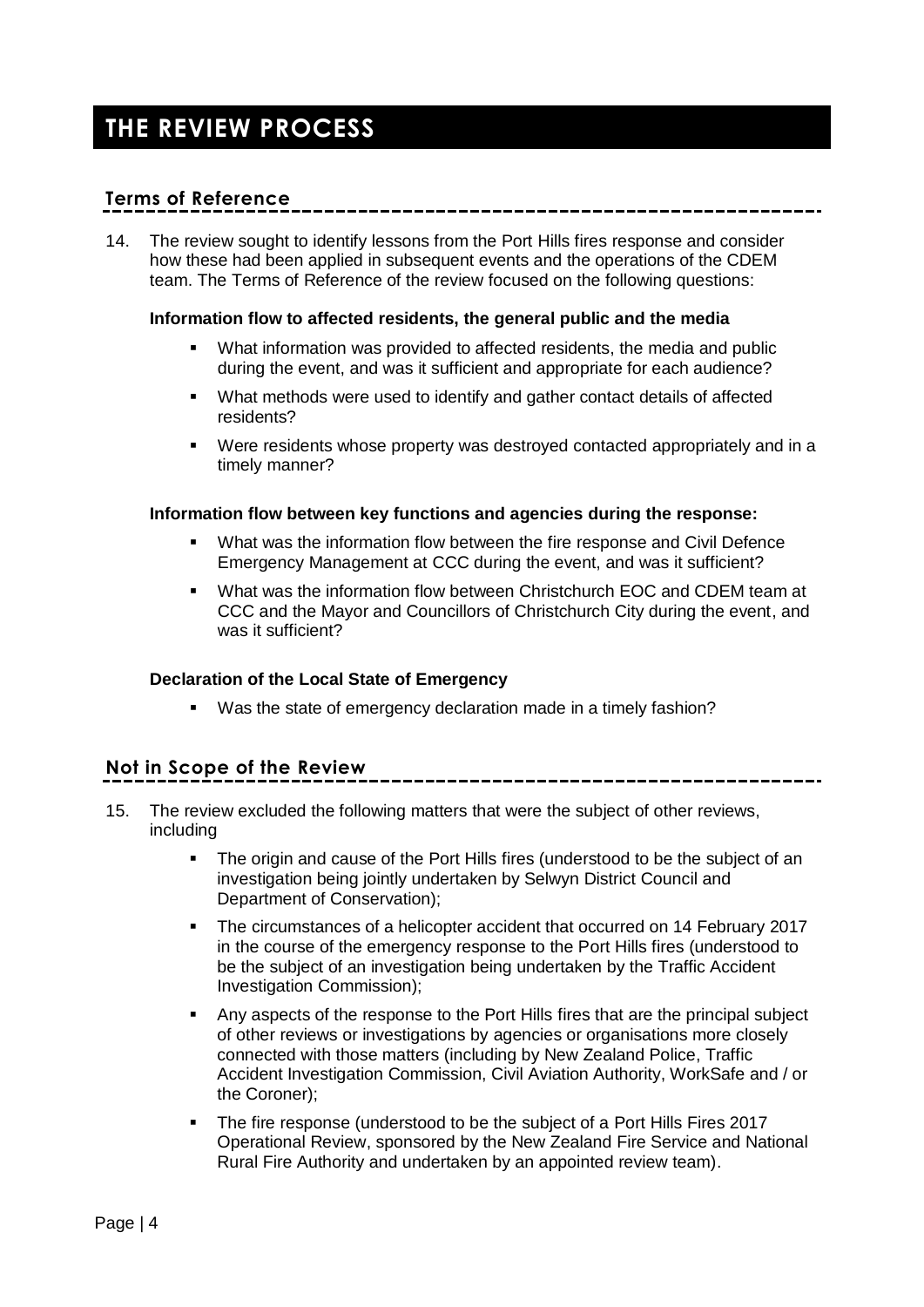# THE REVIEW PROCESS

## Terms of Reference

14. The review sought to identify lessons from the Port Hills fires response and consider how these had been applied in subsequent events and the operations of the CDEM team. The Terms of Reference of the review focused on the following questions:

**Information flow to affected residents, the general public and the media**

- What information was provided to affected residents, the media and public during the event, and was it sufficient and appropriate for each audience?
- What methods were used to identify and gather contact details of affected residents?
- Were residents whose property was destroyed contacted appropriately and in a timely manner?

**Information flow between key functions and agencies during the response:**

- What was the information flow between the fire response and Civil Defence Emergency Management at CCC during the event, and was it sufficient?
- What was the information flow between Christchurch EOC and CDEM team at CCC and the Mayor and Councillors of Christchurch City during the event, and was it sufficient?

**Declaration of the Local State of Emergency**

- Was the state of emergency declaration made in a timely fashion?

## Not in Scope of the Review

15. The review excluded the following matters that were the subject of other reviews, including

- The origin and cause of the Port Hills fires (understood to be the subject of an investigation being jointly undertaken by Selwyn District Council and Department of Conservation);
- The circumstances of a helicopter accident that occurred on 14 February 2017 in the course of the emergency response to the Port Hills fires (understood to be the subject of an investigation being undertaken by the Traffic Accident Investigation Commission);
- Any aspects of the response to the Port Hills fires that are the principal subject of other reviews or investigations by agencies or organisations more closely connected with those matters (including by New Zealand Police, Traffic Accident Investigation Commission, Civil Aviation Authority, WorkSafe and / or the Coroner);
- The fire response (understood to be the subject of a Port Hills Fires 2017 Operational Review, sponsored by the New Zealand Fire Service and National Rural Fire Authority and undertaken by an appointed review team).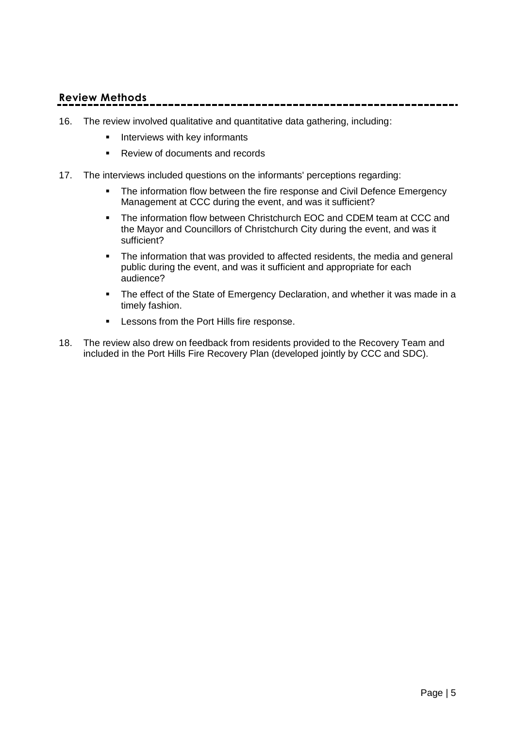## Review Methods

16. The review involved qualitative and quantitative data gathering, including:
    - Interviews with key informants
    - Review of documents and records

17. The interviews included questions on the informants' perceptions regarding:
    - The information flow between the fire response and Civil Defence Emergency Management at CCC during the event, and was it sufficient?
    - The information flow between Christchurch EOC and CDEM team at CCC and the Mayor and Councillors of Christchurch City during the event, and was it sufficient?
    - The information that was provided to affected residents, the media and general public during the event, and was it sufficient and appropriate for each audience?
    - The effect of the State of Emergency Declaration, and whether it was made in a timely fashion.
    - Lessons from the Port Hills fire response.

18. The review also drew on feedback from residents provided to the Recovery Team and included in the Port Hills Fire Recovery Plan (developed jointly by CCC and SDC).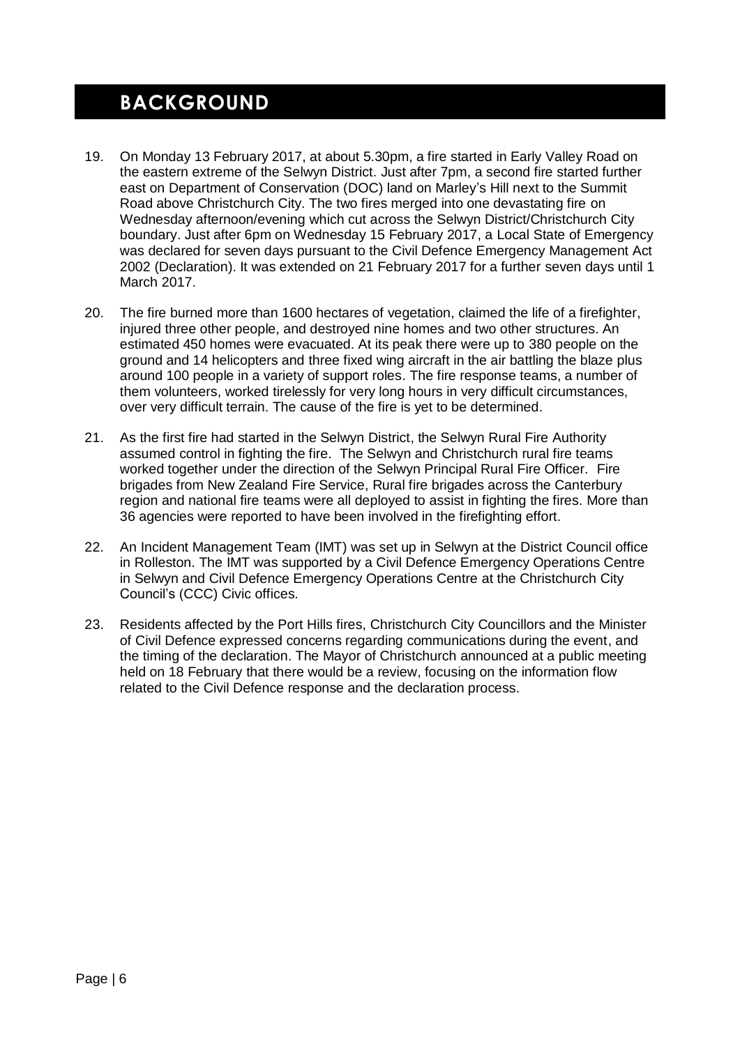# BACKGROUND

19. On Monday 13 February 2017, at about 5.30pm, a fire started in Early Valley Road on the eastern extreme of the Selwyn District. Just after 7pm, a second fire started further east on Department of Conservation (DOC) land on Marley's Hill next to the Summit Road above Christchurch City. The two fires merged into one devastating fire on Wednesday afternoon/evening which cut across the Selwyn District/Christchurch City boundary. Just after 6pm on Wednesday 15 February 2017, a Local State of Emergency was declared for seven days pursuant to the Civil Defence Emergency Management Act 2002 (Declaration). It was extended on 21 February 2017 for a further seven days until 1 March 2017.

20. The fire burned more than 1600 hectares of vegetation, claimed the life of a firefighter, injured three other people, and destroyed nine homes and two other structures. An estimated 450 homes were evacuated. At its peak there were up to 380 people on the ground and 14 helicopters and three fixed wing aircraft in the air battling the blaze plus around 100 people in a variety of support roles. The fire response teams, a number of them volunteers, worked tirelessly for very long hours in very difficult circumstances, over very difficult terrain. The cause of the fire is yet to be determined.

21. As the first fire had started in the Selwyn District, the Selwyn Rural Fire Authority assumed control in fighting the fire. The Selwyn and Christchurch rural fire teams worked together under the direction of the Selwyn Principal Rural Fire Officer. Fire brigades from New Zealand Fire Service, Rural fire brigades across the Canterbury region and national fire teams were all deployed to assist in fighting the fires. More than 36 agencies were reported to have been involved in the firefighting effort.

22. An Incident Management Team (IMT) was set up in Selwyn at the District Council office in Rolleston. The IMT was supported by a Civil Defence Emergency Operations Centre in Selwyn and Civil Defence Emergency Operations Centre at the Christchurch City Council's (CCC) Civic offices.

23. Residents affected by the Port Hills fires, Christchurch City Councillors and the Minister of Civil Defence expressed concerns regarding communications during the event, and the timing of the declaration. The Mayor of Christchurch announced at a public meeting held on 18 February that there would be a review, focusing on the information flow related to the Civil Defence response and the declaration process.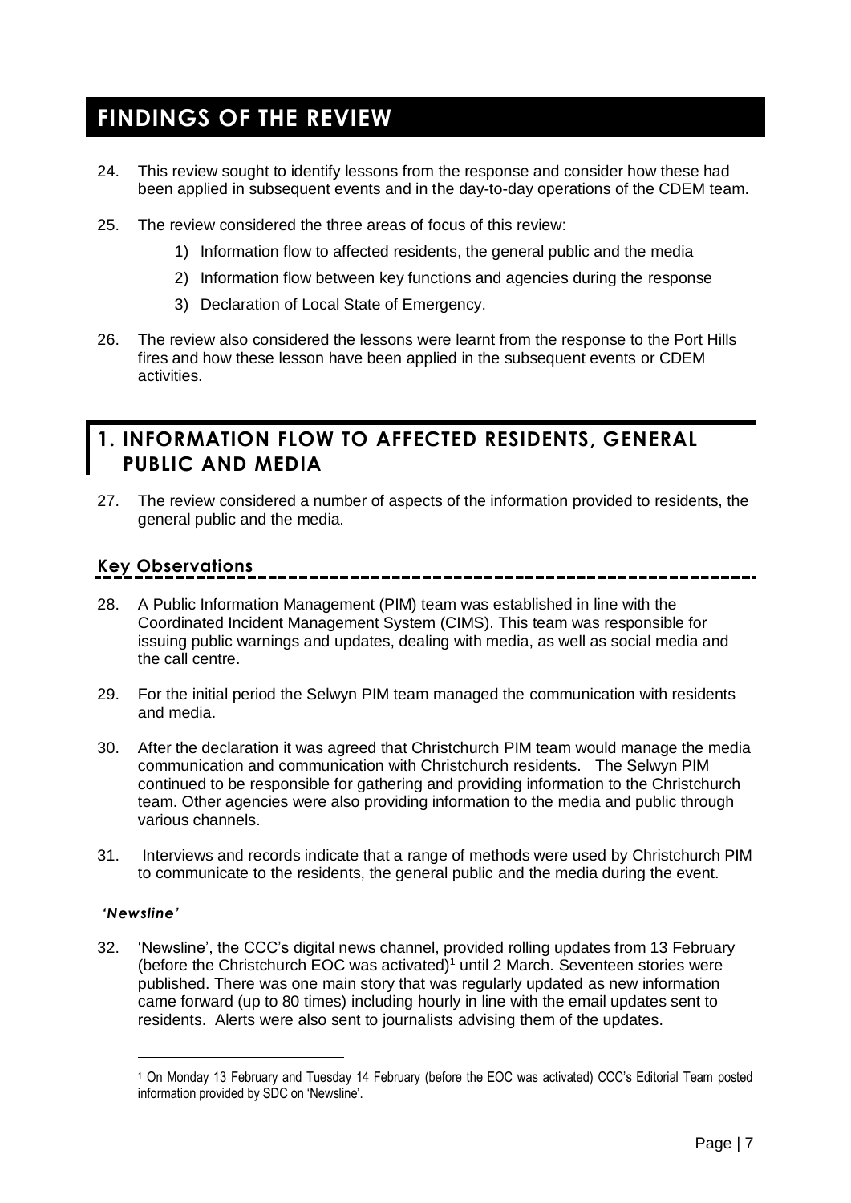# FINDINGS OF THE REVIEW

24. This review sought to identify lessons from the response and consider how these had been applied in subsequent events and in the day-to-day operations of the CDEM team.

25. The review considered the three areas of focus of this review:
    1) Information flow to affected residents, the general public and the media
    2) Information flow between key functions and agencies during the response
    3) Declaration of Local State of Emergency.

26. The review also considered the lessons were learnt from the response to the Port Hills fires and how these lesson have been applied in the subsequent events or CDEM activities.

## 1. INFORMATION FLOW TO AFFECTED RESIDENTS, GENERAL PUBLIC AND MEDIA

27. The review considered a number of aspects of the information provided to residents, the general public and the media.

### Key Observations

28. A Public Information Management (PIM) team was established in line with the Coordinated Incident Management System (CIMS). This team was responsible for issuing public warnings and updates, dealing with media, as well as social media and the call centre.

29. For the initial period the Selwyn PIM team managed the communication with residents and media.

30. After the declaration it was agreed that Christchurch PIM team would manage the media communication and communication with Christchurch residents. The Selwyn PIM continued to be responsible for gathering and providing information to the Christchurch team. Other agencies were also providing information to the media and public through various channels.

31. Interviews and records indicate that a range of methods were used by Christchurch PIM to communicate to the residents, the general public and the media during the event.

***'Newsline'***

32. 'Newsline', the CCC's digital news channel, provided rolling updates from 13 February (before the Christchurch EOC was activated)[1] until 2 March. Seventeen stories were published. There was one main story that was regularly updated as new information came forward (up to 80 times) including hourly in line with the email updates sent to residents. Alerts were also sent to journalists advising them of the updates.

[1] On Monday 13 February and Tuesday 14 February (before the EOC was activated) CCC's Editorial Team posted information provided by SDC on 'Newsline'.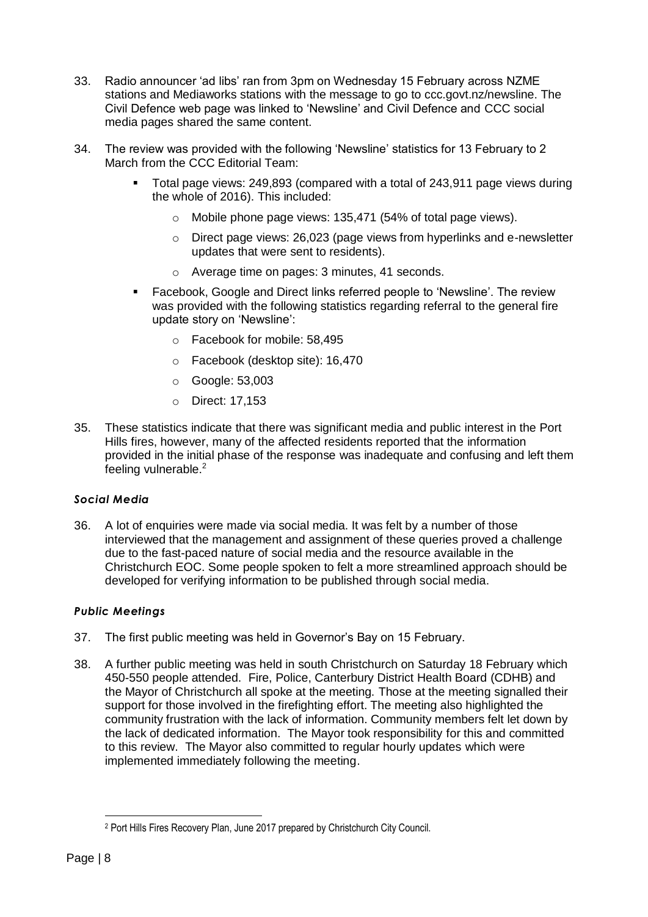33. Radio announcer 'ad libs' ran from 3pm on Wednesday 15 February across NZME stations and Mediaworks stations with the message to go to ccc.govt.nz/newsline. The Civil Defence web page was linked to 'Newsline' and Civil Defence and CCC social media pages shared the same content.

34. The review was provided with the following 'Newsline' statistics for 13 February to 2 March from the CCC Editorial Team:

    - Total page views: 249,893 (compared with a total of 243,911 page views during the whole of 2016). This included:
        - Mobile phone page views: 135,471 (54% of total page views).
        - Direct page views: 26,023 (page views from hyperlinks and e-newsletter updates that were sent to residents).
        - Average time on pages: 3 minutes, 41 seconds.
    - Facebook, Google and Direct links referred people to 'Newsline'. The review was provided with the following statistics regarding referral to the general fire update story on 'Newsline':
        - Facebook for mobile: 58,495
        - Facebook (desktop site): 16,470
        - Google: 53,003
        - Direct: 17,153

35. These statistics indicate that there was significant media and public interest in the Port Hills fires, however, many of the affected residents reported that the information provided in the initial phase of the response was inadequate and confusing and left them feeling vulnerable.[2]

### *Social Media*

36. A lot of enquiries were made via social media. It was felt by a number of those interviewed that the management and assignment of these queries proved a challenge due to the fast-paced nature of social media and the resource available in the Christchurch EOC. Some people spoken to felt a more streamlined approach should be developed for verifying information to be published through social media.

### *Public Meetings*

37. The first public meeting was held in Governor's Bay on 15 February.

38. A further public meeting was held in south Christchurch on Saturday 18 February which 450-550 people attended. Fire, Police, Canterbury District Health Board (CDHB) and the Mayor of Christchurch all spoke at the meeting. Those at the meeting signalled their support for those involved in the firefighting effort. The meeting also highlighted the community frustration with the lack of information. Community members felt let down by the lack of dedicated information. The Mayor took responsibility for this and committed to this review. The Mayor also committed to regular hourly updates which were implemented immediately following the meeting.

[2] Port Hills Fires Recovery Plan, June 2017 prepared by Christchurch City Council.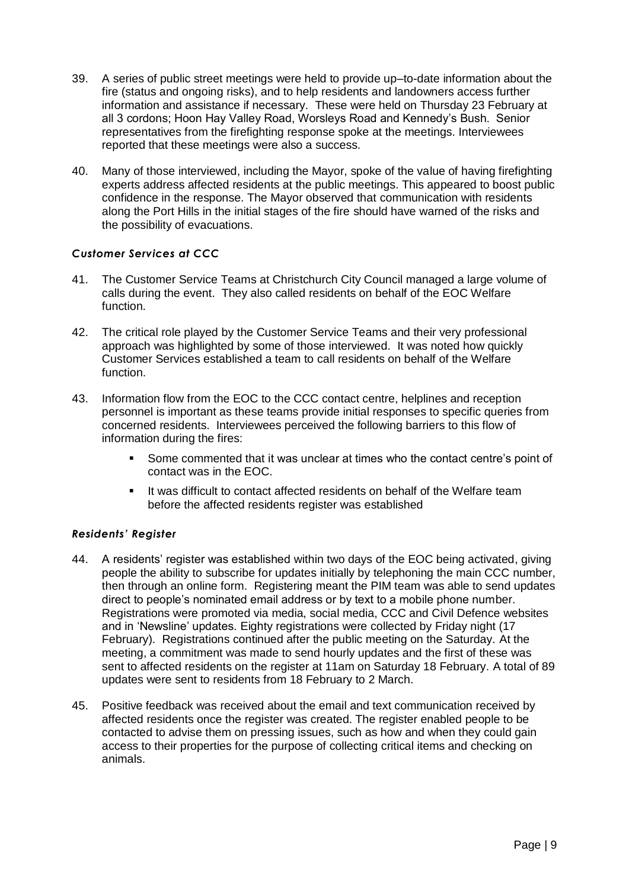39. A series of public street meetings were held to provide up–to-date information about the fire (status and ongoing risks), and to help residents and landowners access further information and assistance if necessary. These were held on Thursday 23 February at all 3 cordons; Hoon Hay Valley Road, Worsleys Road and Kennedy's Bush. Senior representatives from the firefighting response spoke at the meetings. Interviewees reported that these meetings were also a success.

40. Many of those interviewed, including the Mayor, spoke of the value of having firefighting experts address affected residents at the public meetings. This appeared to boost public confidence in the response. The Mayor observed that communication with residents along the Port Hills in the initial stages of the fire should have warned of the risks and the possibility of evacuations.

### *Customer Services at CCC*

41. The Customer Service Teams at Christchurch City Council managed a large volume of calls during the event. They also called residents on behalf of the EOC Welfare function.

42. The critical role played by the Customer Service Teams and their very professional approach was highlighted by some of those interviewed. It was noted how quickly Customer Services established a team to call residents on behalf of the Welfare function.

43. Information flow from the EOC to the CCC contact centre, helplines and reception personnel is important as these teams provide initial responses to specific queries from concerned residents. Interviewees perceived the following barriers to this flow of information during the fires:

    - Some commented that it was unclear at times who the contact centre's point of contact was in the EOC.
    - It was difficult to contact affected residents on behalf of the Welfare team before the affected residents register was established

### *Residents' Register*

44. A residents' register was established within two days of the EOC being activated, giving people the ability to subscribe for updates initially by telephoning the main CCC number, then through an online form. Registering meant the PIM team was able to send updates direct to people's nominated email address or by text to a mobile phone number. Registrations were promoted via media, social media, CCC and Civil Defence websites and in 'Newsline' updates. Eighty registrations were collected by Friday night (17 February). Registrations continued after the public meeting on the Saturday. At the meeting, a commitment was made to send hourly updates and the first of these was sent to affected residents on the register at 11am on Saturday 18 February. A total of 89 updates were sent to residents from 18 February to 2 March.

45. Positive feedback was received about the email and text communication received by affected residents once the register was created. The register enabled people to be contacted to advise them on pressing issues, such as how and when they could gain access to their properties for the purpose of collecting critical items and checking on animals.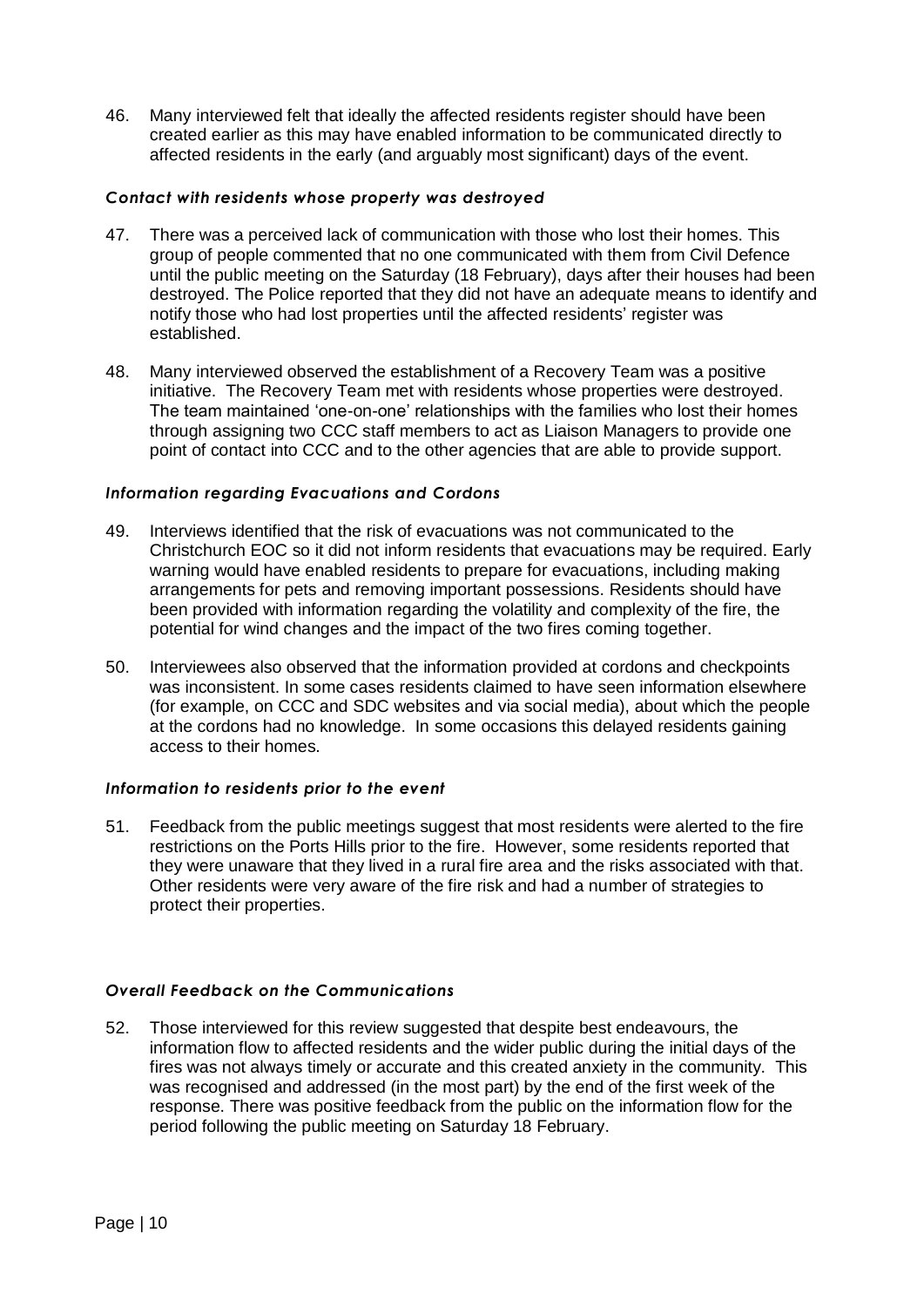46. Many interviewed felt that ideally the affected residents register should have been created earlier as this may have enabled information to be communicated directly to affected residents in the early (and arguably most significant) days of the event.

#### *Contact with residents whose property was destroyed*

47. There was a perceived lack of communication with those who lost their homes. This group of people commented that no one communicated with them from Civil Defence until the public meeting on the Saturday (18 February), days after their houses had been destroyed. The Police reported that they did not have an adequate means to identify and notify those who had lost properties until the affected residents' register was established.

48. Many interviewed observed the establishment of a Recovery Team was a positive initiative. The Recovery Team met with residents whose properties were destroyed. The team maintained 'one-on-one' relationships with the families who lost their homes through assigning two CCC staff members to act as Liaison Managers to provide one point of contact into CCC and to the other agencies that are able to provide support.

#### *Information regarding Evacuations and Cordons*

49. Interviews identified that the risk of evacuations was not communicated to the Christchurch EOC so it did not inform residents that evacuations may be required. Early warning would have enabled residents to prepare for evacuations, including making arrangements for pets and removing important possessions. Residents should have been provided with information regarding the volatility and complexity of the fire, the potential for wind changes and the impact of the two fires coming together.

50. Interviewees also observed that the information provided at cordons and checkpoints was inconsistent. In some cases residents claimed to have seen information elsewhere (for example, on CCC and SDC websites and via social media), about which the people at the cordons had no knowledge. In some occasions this delayed residents gaining access to their homes.

#### *Information to residents prior to the event*

51. Feedback from the public meetings suggest that most residents were alerted to the fire restrictions on the Ports Hills prior to the fire. However, some residents reported that they were unaware that they lived in a rural fire area and the risks associated with that. Other residents were very aware of the fire risk and had a number of strategies to protect their properties.

#### *Overall Feedback on the Communications*

52. Those interviewed for this review suggested that despite best endeavours, the information flow to affected residents and the wider public during the initial days of the fires was not always timely or accurate and this created anxiety in the community. This was recognised and addressed (in the most part) by the end of the first week of the response. There was positive feedback from the public on the information flow for the period following the public meeting on Saturday 18 February.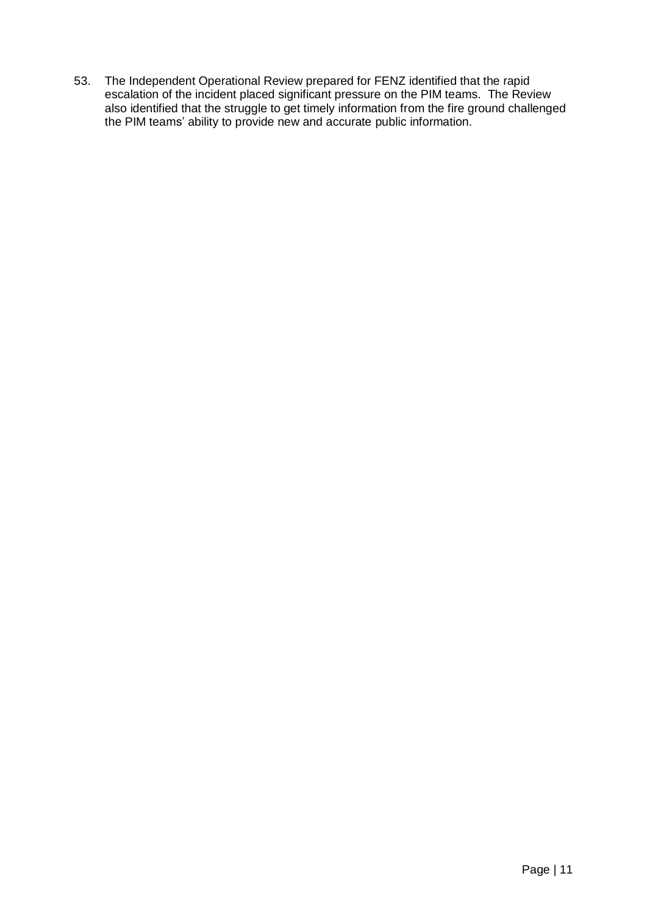53. The Independent Operational Review prepared for FENZ identified that the rapid escalation of the incident placed significant pressure on the PIM teams. The Review also identified that the struggle to get timely information from the fire ground challenged the PIM teams' ability to provide new and accurate public information.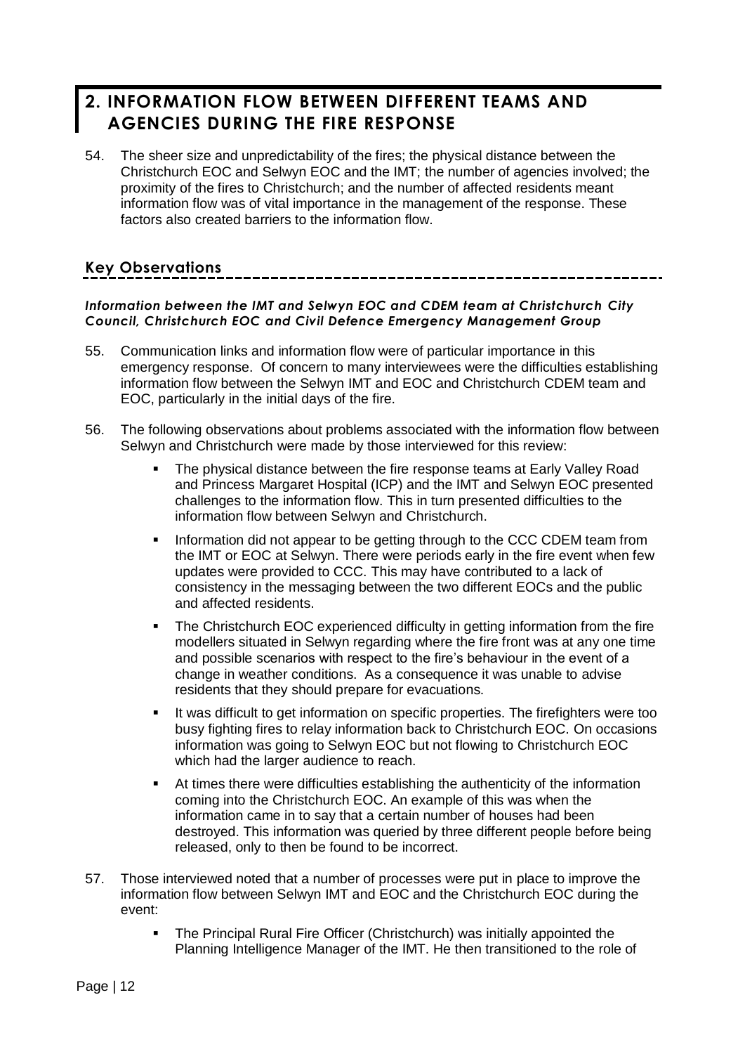## 2. INFORMATION FLOW BETWEEN DIFFERENT TEAMS AND AGENCIES DURING THE FIRE RESPONSE

54. The sheer size and unpredictability of the fires; the physical distance between the Christchurch EOC and Selwyn EOC and the IMT; the number of agencies involved; the proximity of the fires to Christchurch; and the number of affected residents meant information flow was of vital importance in the management of the response. These factors also created barriers to the information flow.

### Key Observations

***Information between the IMT and Selwyn EOC and CDEM team at Christchurch City Council, Christchurch EOC and Civil Defence Emergency Management Group***

55. Communication links and information flow were of particular importance in this emergency response. Of concern to many interviewees were the difficulties establishing information flow between the Selwyn IMT and EOC and Christchurch CDEM team and EOC, particularly in the initial days of the fire.

56. The following observations about problems associated with the information flow between Selwyn and Christchurch were made by those interviewed for this review:

    - The physical distance between the fire response teams at Early Valley Road and Princess Margaret Hospital (ICP) and the IMT and Selwyn EOC presented challenges to the information flow. This in turn presented difficulties to the information flow between Selwyn and Christchurch.
    - Information did not appear to be getting through to the CCC CDEM team from the IMT or EOC at Selwyn. There were periods early in the fire event when few updates were provided to CCC. This may have contributed to a lack of consistency in the messaging between the two different EOCs and the public and affected residents.
    - The Christchurch EOC experienced difficulty in getting information from the fire modellers situated in Selwyn regarding where the fire front was at any one time and possible scenarios with respect to the fire's behaviour in the event of a change in weather conditions. As a consequence it was unable to advise residents that they should prepare for evacuations.
    - It was difficult to get information on specific properties. The firefighters were too busy fighting fires to relay information back to Christchurch EOC. On occasions information was going to Selwyn EOC but not flowing to Christchurch EOC which had the larger audience to reach.
    - At times there were difficulties establishing the authenticity of the information coming into the Christchurch EOC. An example of this was when the information came in to say that a certain number of houses had been destroyed. This information was queried by three different people before being released, only to then be found to be incorrect.

57. Those interviewed noted that a number of processes were put in place to improve the information flow between Selwyn IMT and EOC and the Christchurch EOC during the event:

    - The Principal Rural Fire Officer (Christchurch) was initially appointed the Planning Intelligence Manager of the IMT. He then transitioned to the role of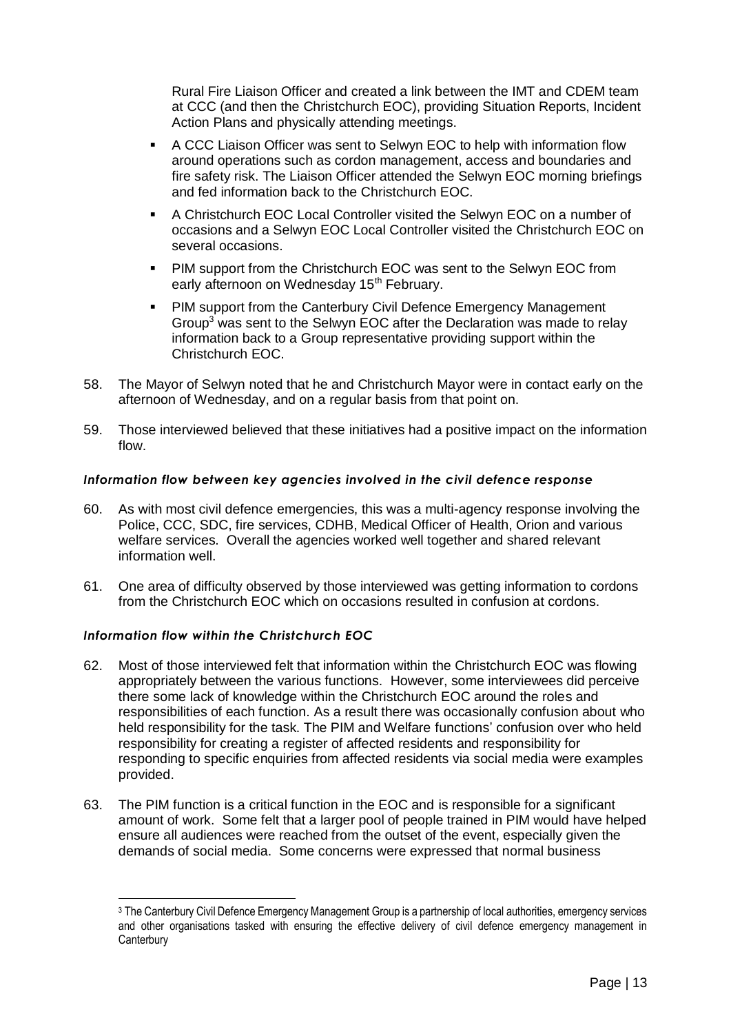Rural Fire Liaison Officer and created a link between the IMT and CDEM team at CCC (and then the Christchurch EOC), providing Situation Reports, Incident Action Plans and physically attending meetings.

- A CCC Liaison Officer was sent to Selwyn EOC to help with information flow around operations such as cordon management, access and boundaries and fire safety risk. The Liaison Officer attended the Selwyn EOC morning briefings and fed information back to the Christchurch EOC.
- A Christchurch EOC Local Controller visited the Selwyn EOC on a number of occasions and a Selwyn EOC Local Controller visited the Christchurch EOC on several occasions.
- PIM support from the Christchurch EOC was sent to the Selwyn EOC from early afternoon on Wednesday 15th February.
- PIM support from the Canterbury Civil Defence Emergency Management Group[3] was sent to the Selwyn EOC after the Declaration was made to relay information back to a Group representative providing support within the Christchurch EOC.

58. The Mayor of Selwyn noted that he and Christchurch Mayor were in contact early on the afternoon of Wednesday, and on a regular basis from that point on.

59. Those interviewed believed that these initiatives had a positive impact on the information flow.

### *Information flow between key agencies involved in the civil defence response*

60. As with most civil defence emergencies, this was a multi-agency response involving the Police, CCC, SDC, fire services, CDHB, Medical Officer of Health, Orion and various welfare services. Overall the agencies worked well together and shared relevant information well.

61. One area of difficulty observed by those interviewed was getting information to cordons from the Christchurch EOC which on occasions resulted in confusion at cordons.

### *Information flow within the Christchurch EOC*

62. Most of those interviewed felt that information within the Christchurch EOC was flowing appropriately between the various functions. However, some interviewees did perceive there some lack of knowledge within the Christchurch EOC around the roles and responsibilities of each function. As a result there was occasionally confusion about who held responsibility for the task. The PIM and Welfare functions' confusion over who held responsibility for creating a register of affected residents and responsibility for responding to specific enquiries from affected residents via social media were examples provided.

63. The PIM function is a critical function in the EOC and is responsible for a significant amount of work. Some felt that a larger pool of people trained in PIM would have helped ensure all audiences were reached from the outset of the event, especially given the demands of social media. Some concerns were expressed that normal business

---

[3] The Canterbury Civil Defence Emergency Management Group is a partnership of local authorities, emergency services and other organisations tasked with ensuring the effective delivery of civil defence emergency management in Canterbury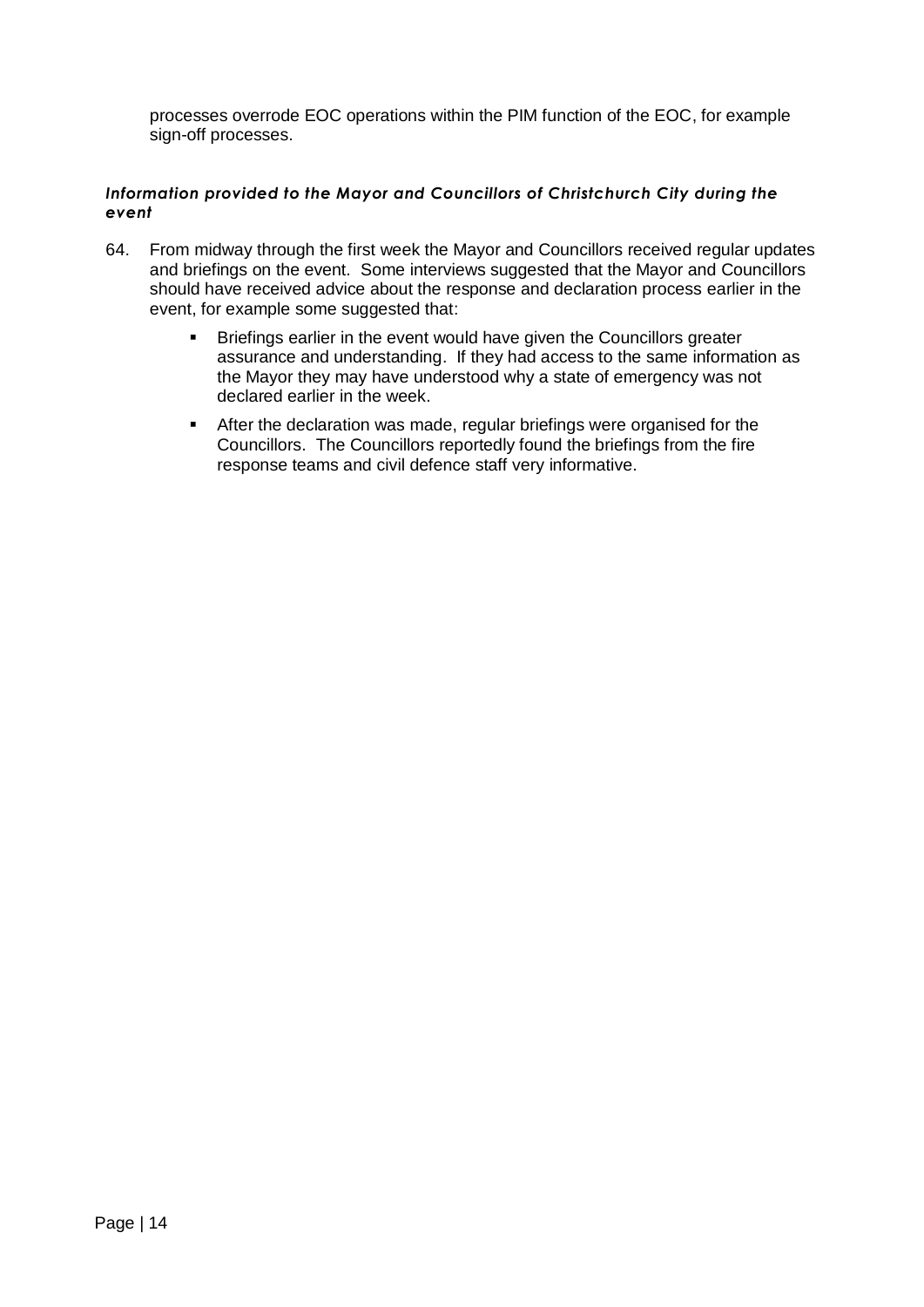processes overrode EOC operations within the PIM function of the EOC, for example sign-off processes.

#### *Information provided to the Mayor and Councillors of Christchurch City during the event*

64. From midway through the first week the Mayor and Councillors received regular updates and briefings on the event. Some interviews suggested that the Mayor and Councillors should have received advice about the response and declaration process earlier in the event, for example some suggested that:

    - Briefings earlier in the event would have given the Councillors greater assurance and understanding. If they had access to the same information as the Mayor they may have understood why a state of emergency was not declared earlier in the week.
    - After the declaration was made, regular briefings were organised for the Councillors. The Councillors reportedly found the briefings from the fire response teams and civil defence staff very informative.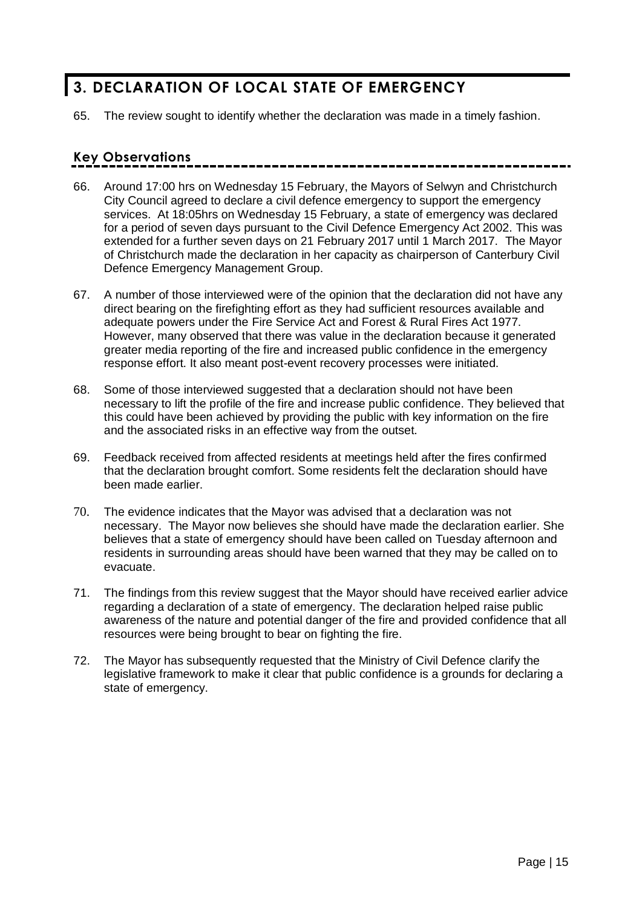# 3. DECLARATION OF LOCAL STATE OF EMERGENCY

65. The review sought to identify whether the declaration was made in a timely fashion.

## Key Observations

66. Around 17:00 hrs on Wednesday 15 February, the Mayors of Selwyn and Christchurch City Council agreed to declare a civil defence emergency to support the emergency services. At 18:05hrs on Wednesday 15 February, a state of emergency was declared for a period of seven days pursuant to the Civil Defence Emergency Act 2002. This was extended for a further seven days on 21 February 2017 until 1 March 2017. The Mayor of Christchurch made the declaration in her capacity as chairperson of Canterbury Civil Defence Emergency Management Group.

67. A number of those interviewed were of the opinion that the declaration did not have any direct bearing on the firefighting effort as they had sufficient resources available and adequate powers under the Fire Service Act and Forest & Rural Fires Act 1977. However, many observed that there was value in the declaration because it generated greater media reporting of the fire and increased public confidence in the emergency response effort. It also meant post-event recovery processes were initiated.

68. Some of those interviewed suggested that a declaration should not have been necessary to lift the profile of the fire and increase public confidence. They believed that this could have been achieved by providing the public with key information on the fire and the associated risks in an effective way from the outset.

69. Feedback received from affected residents at meetings held after the fires confirmed that the declaration brought comfort. Some residents felt the declaration should have been made earlier.

70. The evidence indicates that the Mayor was advised that a declaration was not necessary. The Mayor now believes she should have made the declaration earlier. She believes that a state of emergency should have been called on Tuesday afternoon and residents in surrounding areas should have been warned that they may be called on to evacuate.

71. The findings from this review suggest that the Mayor should have received earlier advice regarding a declaration of a state of emergency. The declaration helped raise public awareness of the nature and potential danger of the fire and provided confidence that all resources were being brought to bear on fighting the fire.

72. The Mayor has subsequently requested that the Ministry of Civil Defence clarify the legislative framework to make it clear that public confidence is a grounds for declaring a state of emergency.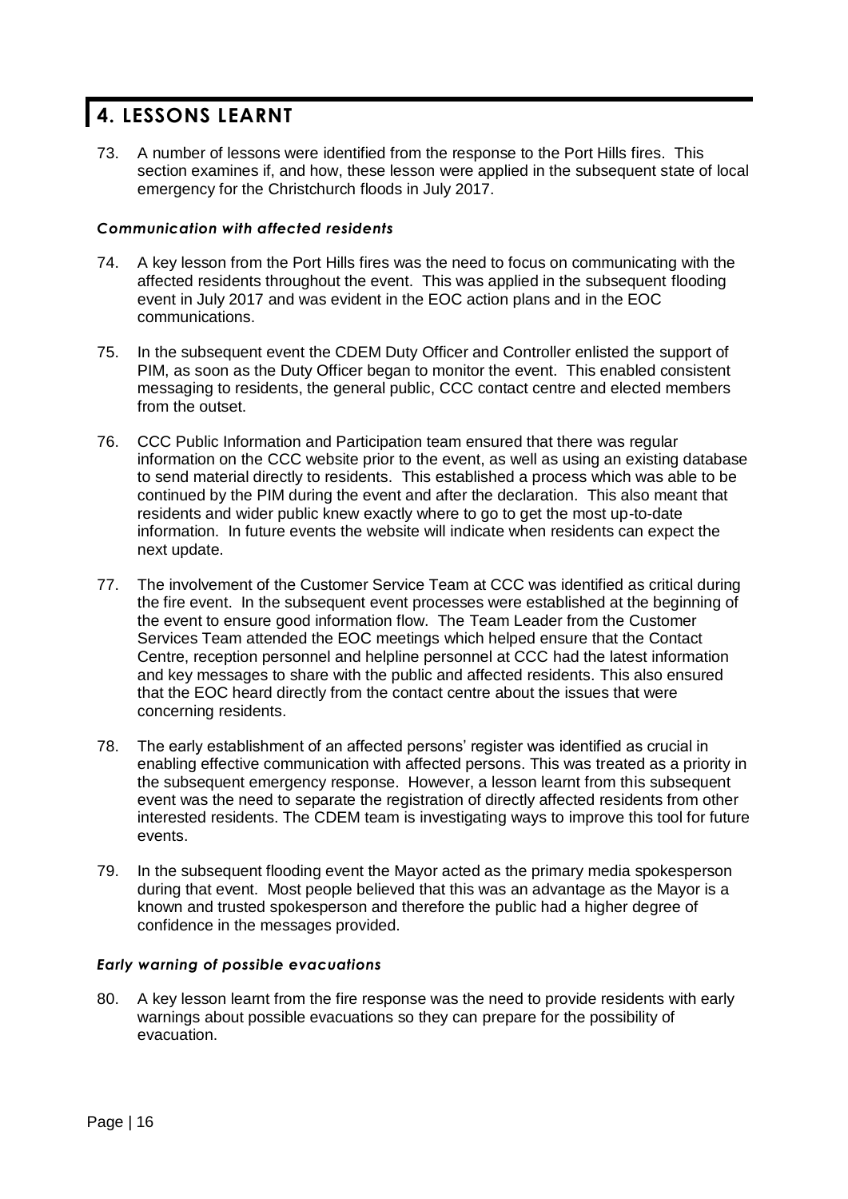# 4. LESSONS LEARNT

73. A number of lessons were identified from the response to the Port Hills fires. This section examines if, and how, these lesson were applied in the subsequent state of local emergency for the Christchurch floods in July 2017.

### *Communication with affected residents*

74. A key lesson from the Port Hills fires was the need to focus on communicating with the affected residents throughout the event. This was applied in the subsequent flooding event in July 2017 and was evident in the EOC action plans and in the EOC communications.

75. In the subsequent event the CDEM Duty Officer and Controller enlisted the support of PIM, as soon as the Duty Officer began to monitor the event. This enabled consistent messaging to residents, the general public, CCC contact centre and elected members from the outset.

76. CCC Public Information and Participation team ensured that there was regular information on the CCC website prior to the event, as well as using an existing database to send material directly to residents. This established a process which was able to be continued by the PIM during the event and after the declaration. This also meant that residents and wider public knew exactly where to go to get the most up-to-date information. In future events the website will indicate when residents can expect the next update.

77. The involvement of the Customer Service Team at CCC was identified as critical during the fire event. In the subsequent event processes were established at the beginning of the event to ensure good information flow. The Team Leader from the Customer Services Team attended the EOC meetings which helped ensure that the Contact Centre, reception personnel and helpline personnel at CCC had the latest information and key messages to share with the public and affected residents. This also ensured that the EOC heard directly from the contact centre about the issues that were concerning residents.

78. The early establishment of an affected persons' register was identified as crucial in enabling effective communication with affected persons. This was treated as a priority in the subsequent emergency response. However, a lesson learnt from this subsequent event was the need to separate the registration of directly affected residents from other interested residents. The CDEM team is investigating ways to improve this tool for future events.

79. In the subsequent flooding event the Mayor acted as the primary media spokesperson during that event. Most people believed that this was an advantage as the Mayor is a known and trusted spokesperson and therefore the public had a higher degree of confidence in the messages provided.

### *Early warning of possible evacuations*

80. A key lesson learnt from the fire response was the need to provide residents with early warnings about possible evacuations so they can prepare for the possibility of evacuation.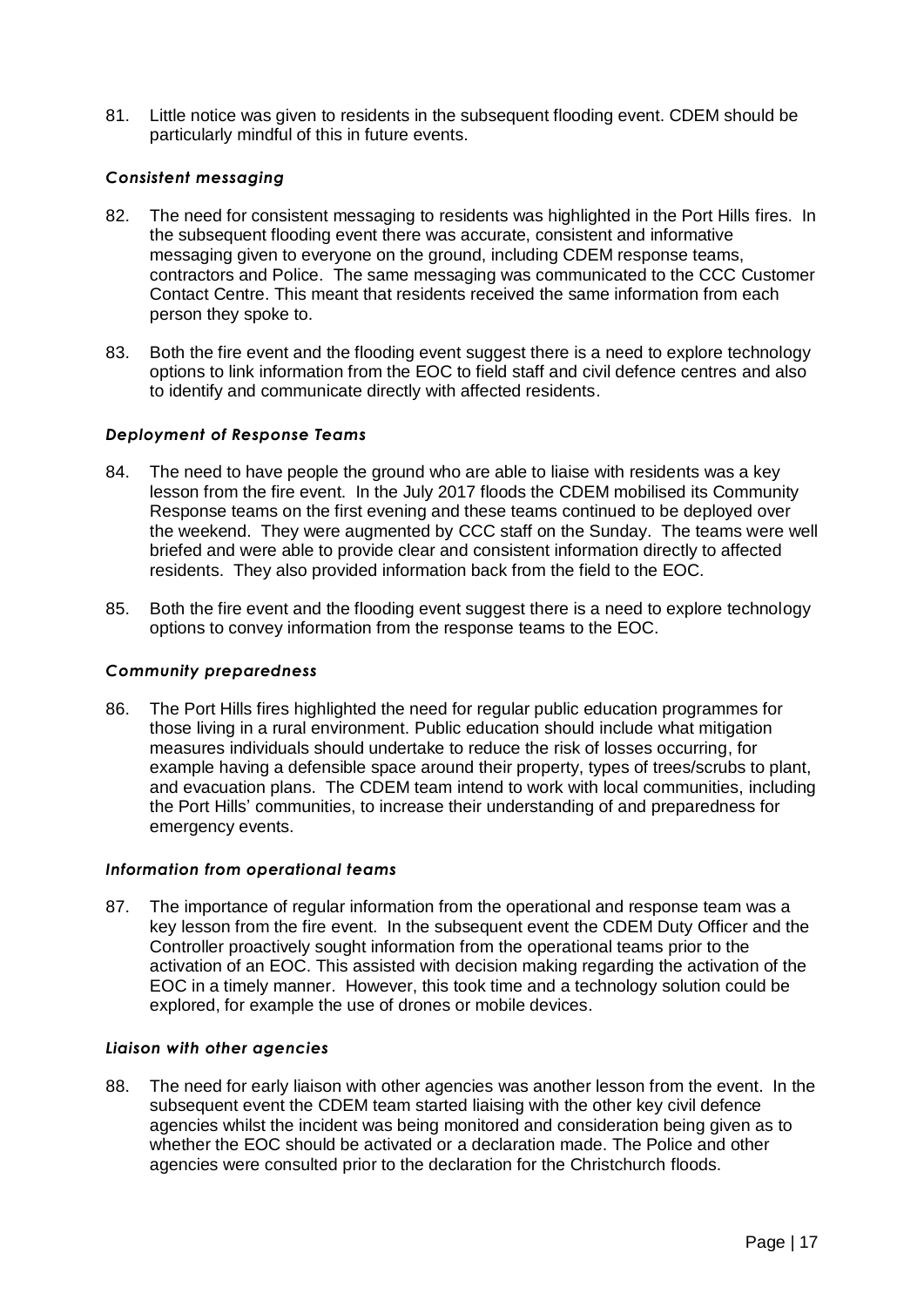81. Little notice was given to residents in the subsequent flooding event. CDEM should be particularly mindful of this in future events.

### *Consistent messaging*

82. The need for consistent messaging to residents was highlighted in the Port Hills fires. In the subsequent flooding event there was accurate, consistent and informative messaging given to everyone on the ground, including CDEM response teams, contractors and Police. The same messaging was communicated to the CCC Customer Contact Centre. This meant that residents received the same information from each person they spoke to.

83. Both the fire event and the flooding event suggest there is a need to explore technology options to link information from the EOC to field staff and civil defence centres and also to identify and communicate directly with affected residents.

### *Deployment of Response Teams*

84. The need to have people the ground who are able to liaise with residents was a key lesson from the fire event. In the July 2017 floods the CDEM mobilised its Community Response teams on the first evening and these teams continued to be deployed over the weekend. They were augmented by CCC staff on the Sunday. The teams were well briefed and were able to provide clear and consistent information directly to affected residents. They also provided information back from the field to the EOC.

85. Both the fire event and the flooding event suggest there is a need to explore technology options to convey information from the response teams to the EOC.

### *Community preparedness*

86. The Port Hills fires highlighted the need for regular public education programmes for those living in a rural environment. Public education should include what mitigation measures individuals should undertake to reduce the risk of losses occurring, for example having a defensible space around their property, types of trees/scrubs to plant, and evacuation plans. The CDEM team intend to work with local communities, including the Port Hills' communities, to increase their understanding of and preparedness for emergency events.

### *Information from operational teams*

87. The importance of regular information from the operational and response team was a key lesson from the fire event. In the subsequent event the CDEM Duty Officer and the Controller proactively sought information from the operational teams prior to the activation of an EOC. This assisted with decision making regarding the activation of the EOC in a timely manner. However, this took time and a technology solution could be explored, for example the use of drones or mobile devices.

### *Liaison with other agencies*

88. The need for early liaison with other agencies was another lesson from the event. In the subsequent event the CDEM team started liaising with the other key civil defence agencies whilst the incident was being monitored and consideration being given as to whether the EOC should be activated or a declaration made. The Police and other agencies were consulted prior to the declaration for the Christchurch floods.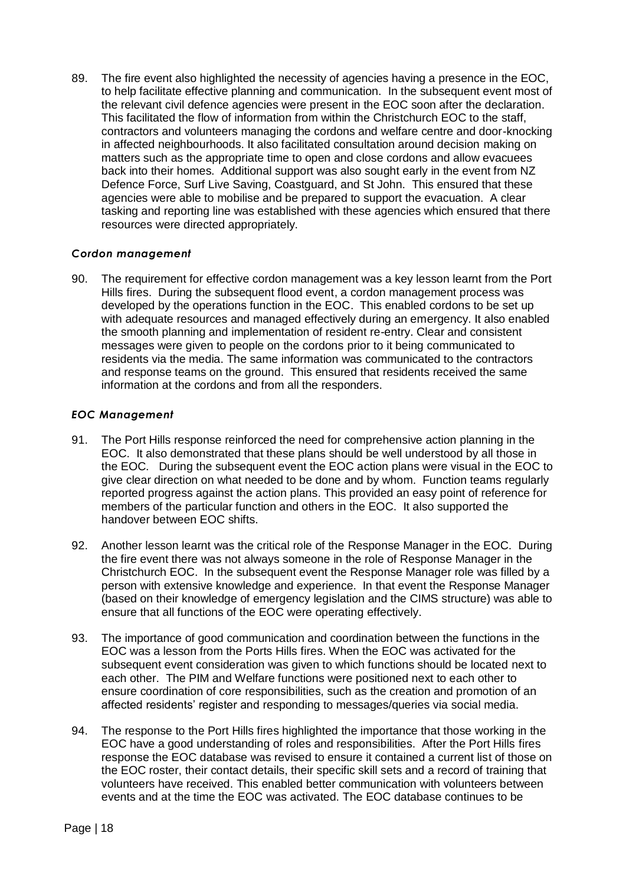89. The fire event also highlighted the necessity of agencies having a presence in the EOC, to help facilitate effective planning and communication. In the subsequent event most of the relevant civil defence agencies were present in the EOC soon after the declaration. This facilitated the flow of information from within the Christchurch EOC to the staff, contractors and volunteers managing the cordons and welfare centre and door-knocking in affected neighbourhoods. It also facilitated consultation around decision making on matters such as the appropriate time to open and close cordons and allow evacuees back into their homes. Additional support was also sought early in the event from NZ Defence Force, Surf Live Saving, Coastguard, and St John. This ensured that these agencies were able to mobilise and be prepared to support the evacuation. A clear tasking and reporting line was established with these agencies which ensured that there resources were directed appropriately.

### *Cordon management*

90. The requirement for effective cordon management was a key lesson learnt from the Port Hills fires. During the subsequent flood event, a cordon management process was developed by the operations function in the EOC. This enabled cordons to be set up with adequate resources and managed effectively during an emergency. It also enabled the smooth planning and implementation of resident re-entry. Clear and consistent messages were given to people on the cordons prior to it being communicated to residents via the media. The same information was communicated to the contractors and response teams on the ground. This ensured that residents received the same information at the cordons and from all the responders.

### *EOC Management*

91. The Port Hills response reinforced the need for comprehensive action planning in the EOC. It also demonstrated that these plans should be well understood by all those in the EOC. During the subsequent event the EOC action plans were visual in the EOC to give clear direction on what needed to be done and by whom. Function teams regularly reported progress against the action plans. This provided an easy point of reference for members of the particular function and others in the EOC. It also supported the handover between EOC shifts.

92. Another lesson learnt was the critical role of the Response Manager in the EOC. During the fire event there was not always someone in the role of Response Manager in the Christchurch EOC. In the subsequent event the Response Manager role was filled by a person with extensive knowledge and experience. In that event the Response Manager (based on their knowledge of emergency legislation and the CIMS structure) was able to ensure that all functions of the EOC were operating effectively.

93. The importance of good communication and coordination between the functions in the EOC was a lesson from the Ports Hills fires. When the EOC was activated for the subsequent event consideration was given to which functions should be located next to each other. The PIM and Welfare functions were positioned next to each other to ensure coordination of core responsibilities, such as the creation and promotion of an affected residents' register and responding to messages/queries via social media.

94. The response to the Port Hills fires highlighted the importance that those working in the EOC have a good understanding of roles and responsibilities. After the Port Hills fires response the EOC database was revised to ensure it contained a current list of those on the EOC roster, their contact details, their specific skill sets and a record of training that volunteers have received. This enabled better communication with volunteers between events and at the time the EOC was activated. The EOC database continues to be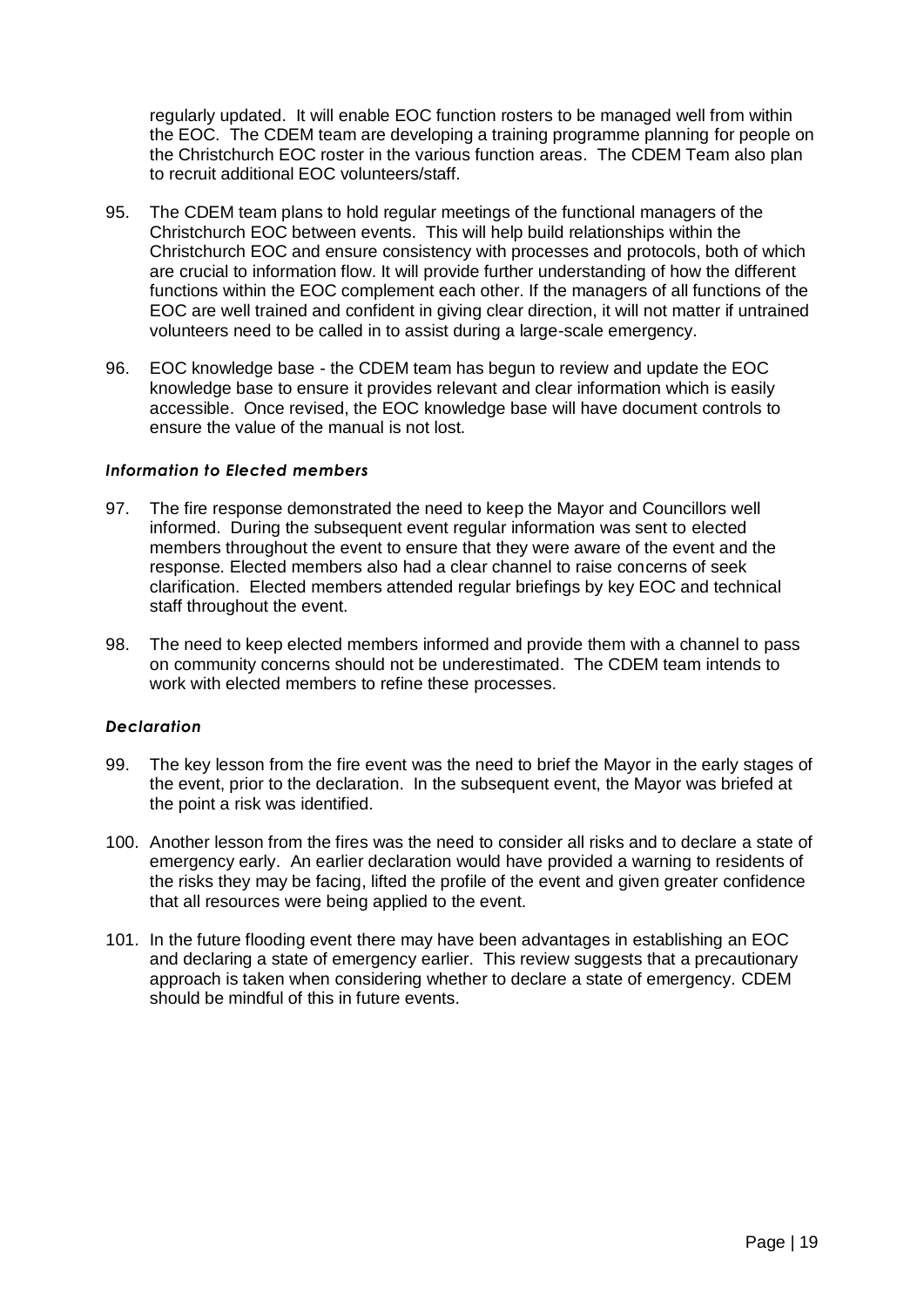regularly updated. It will enable EOC function rosters to be managed well from within the EOC. The CDEM team are developing a training programme planning for people on the Christchurch EOC roster in the various function areas. The CDEM Team also plan to recruit additional EOC volunteers/staff.

95. The CDEM team plans to hold regular meetings of the functional managers of the Christchurch EOC between events. This will help build relationships within the Christchurch EOC and ensure consistency with processes and protocols, both of which are crucial to information flow. It will provide further understanding of how the different functions within the EOC complement each other. If the managers of all functions of the EOC are well trained and confident in giving clear direction, it will not matter if untrained volunteers need to be called in to assist during a large-scale emergency.

96. EOC knowledge base - the CDEM team has begun to review and update the EOC knowledge base to ensure it provides relevant and clear information which is easily accessible. Once revised, the EOC knowledge base will have document controls to ensure the value of the manual is not lost.

### *Information to Elected members*

97. The fire response demonstrated the need to keep the Mayor and Councillors well informed. During the subsequent event regular information was sent to elected members throughout the event to ensure that they were aware of the event and the response. Elected members also had a clear channel to raise concerns of seek clarification. Elected members attended regular briefings by key EOC and technical staff throughout the event.

98. The need to keep elected members informed and provide them with a channel to pass on community concerns should not be underestimated. The CDEM team intends to work with elected members to refine these processes.

### *Declaration*

99. The key lesson from the fire event was the need to brief the Mayor in the early stages of the event, prior to the declaration. In the subsequent event, the Mayor was briefed at the point a risk was identified.

100. Another lesson from the fires was the need to consider all risks and to declare a state of emergency early. An earlier declaration would have provided a warning to residents of the risks they may be facing, lifted the profile of the event and given greater confidence that all resources were being applied to the event.

101. In the future flooding event there may have been advantages in establishing an EOC and declaring a state of emergency earlier. This review suggests that a precautionary approach is taken when considering whether to declare a state of emergency. CDEM should be mindful of this in future events.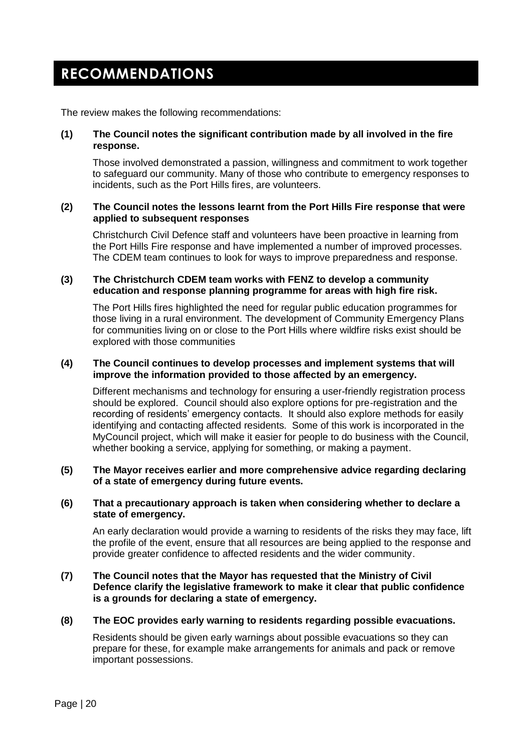# RECOMMENDATIONS

The review makes the following recommendations:

**(1) The Council notes the significant contribution made by all involved in the fire response.**

Those involved demonstrated a passion, willingness and commitment to work together to safeguard our community. Many of those who contribute to emergency responses to incidents, such as the Port Hills fires, are volunteers.

**(2) The Council notes the lessons learnt from the Port Hills Fire response that were applied to subsequent responses**

Christchurch Civil Defence staff and volunteers have been proactive in learning from the Port Hills Fire response and have implemented a number of improved processes. The CDEM team continues to look for ways to improve preparedness and response.

**(3) The Christchurch CDEM team works with FENZ to develop a community education and response planning programme for areas with high fire risk.**

The Port Hills fires highlighted the need for regular public education programmes for those living in a rural environment. The development of Community Emergency Plans for communities living on or close to the Port Hills where wildfire risks exist should be explored with those communities

**(4) The Council continues to develop processes and implement systems that will improve the information provided to those affected by an emergency.**

Different mechanisms and technology for ensuring a user-friendly registration process should be explored. Council should also explore options for pre-registration and the recording of residents' emergency contacts. It should also explore methods for easily identifying and contacting affected residents. Some of this work is incorporated in the MyCouncil project, which will make it easier for people to do business with the Council, whether booking a service, applying for something, or making a payment.

**(5) The Mayor receives earlier and more comprehensive advice regarding declaring of a state of emergency during future events.**

**(6) That a precautionary approach is taken when considering whether to declare a state of emergency.**

An early declaration would provide a warning to residents of the risks they may face, lift the profile of the event, ensure that all resources are being applied to the response and provide greater confidence to affected residents and the wider community.

**(7) The Council notes that the Mayor has requested that the Ministry of Civil Defence clarify the legislative framework to make it clear that public confidence is a grounds for declaring a state of emergency.**

**(8) The EOC provides early warning to residents regarding possible evacuations.**

Residents should be given early warnings about possible evacuations so they can prepare for these, for example make arrangements for animals and pack or remove important possessions.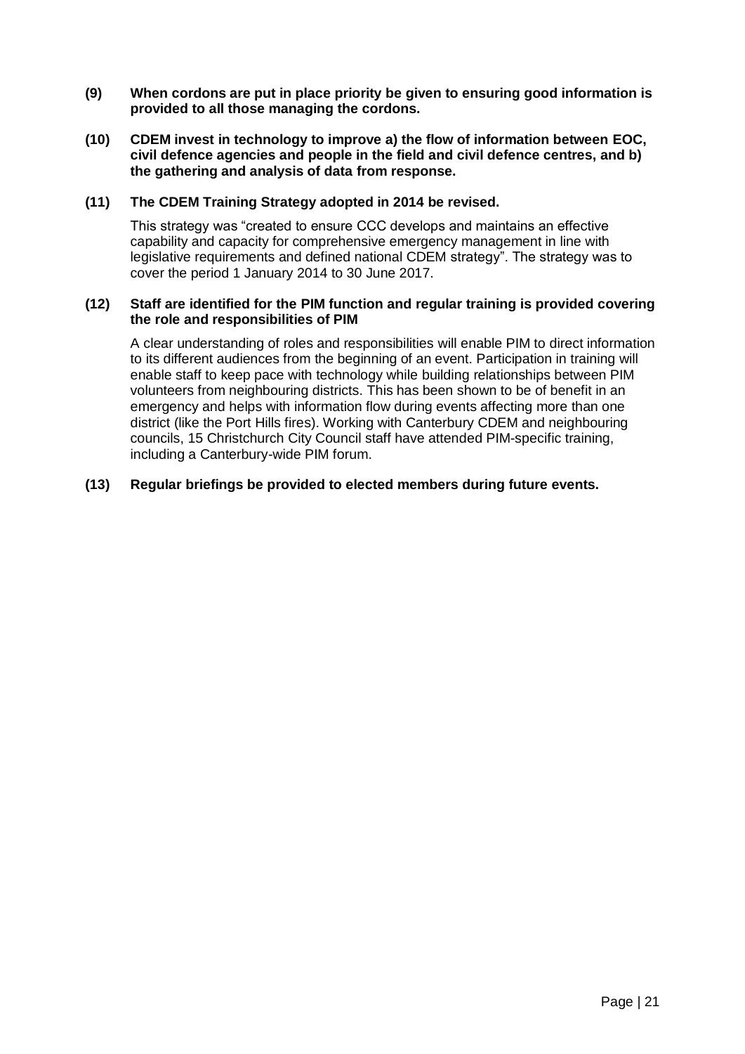**(9) When cordons are put in place priority be given to ensuring good information is provided to all those managing the cordons.**

**(10) CDEM invest in technology to improve a) the flow of information between EOC, civil defence agencies and people in the field and civil defence centres, and b) the gathering and analysis of data from response.**

**(11) The CDEM Training Strategy adopted in 2014 be revised.**

This strategy was "created to ensure CCC develops and maintains an effective capability and capacity for comprehensive emergency management in line with legislative requirements and defined national CDEM strategy". The strategy was to cover the period 1 January 2014 to 30 June 2017.

**(12) Staff are identified for the PIM function and regular training is provided covering the role and responsibilities of PIM**

A clear understanding of roles and responsibilities will enable PIM to direct information to its different audiences from the beginning of an event. Participation in training will enable staff to keep pace with technology while building relationships between PIM volunteers from neighbouring districts. This has been shown to be of benefit in an emergency and helps with information flow during events affecting more than one district (like the Port Hills fires). Working with Canterbury CDEM and neighbouring councils, 15 Christchurch City Council staff have attended PIM-specific training, including a Canterbury-wide PIM forum.

**(13) Regular briefings be provided to elected members during future events.**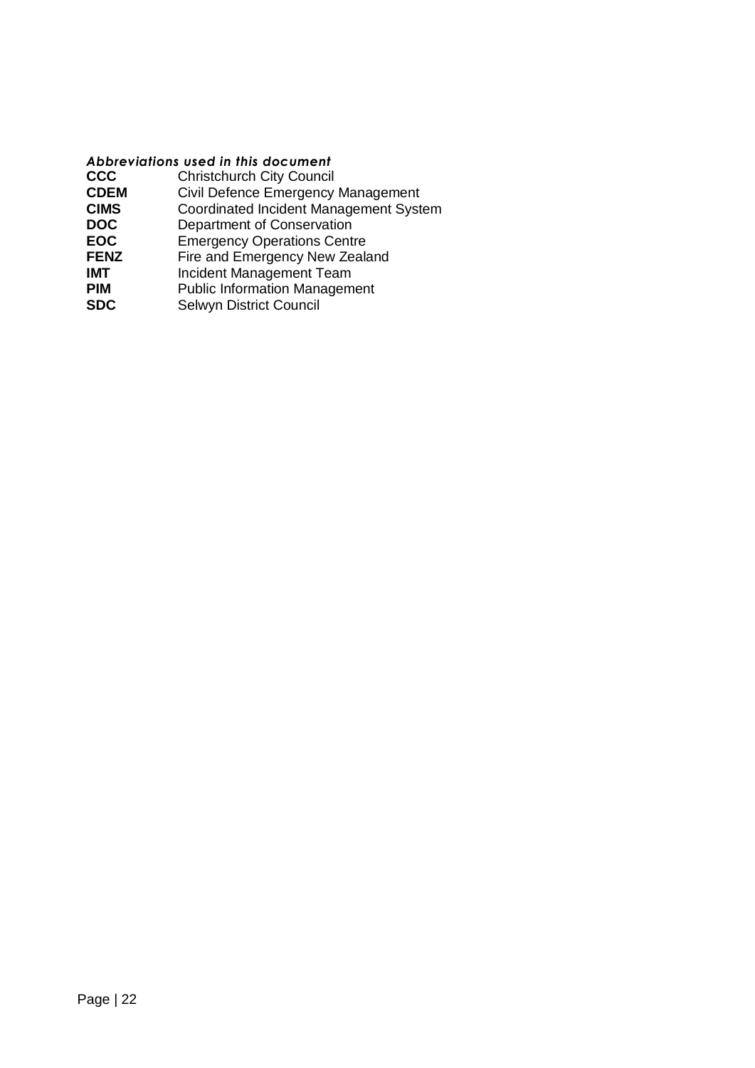***Abbreviations used in this document***

| | |
|---|---|
| **CCC** | Christchurch City Council |
| **CDEM** | Civil Defence Emergency Management |
| **CIMS** | Coordinated Incident Management System |
| **DOC** | Department of Conservation |
| **EOC** | Emergency Operations Centre |
| **FENZ** | Fire and Emergency New Zealand |
| **IMT** | Incident Management Team |
| **PIM** | Public Information Management |
| **SDC** | Selwyn District Council |